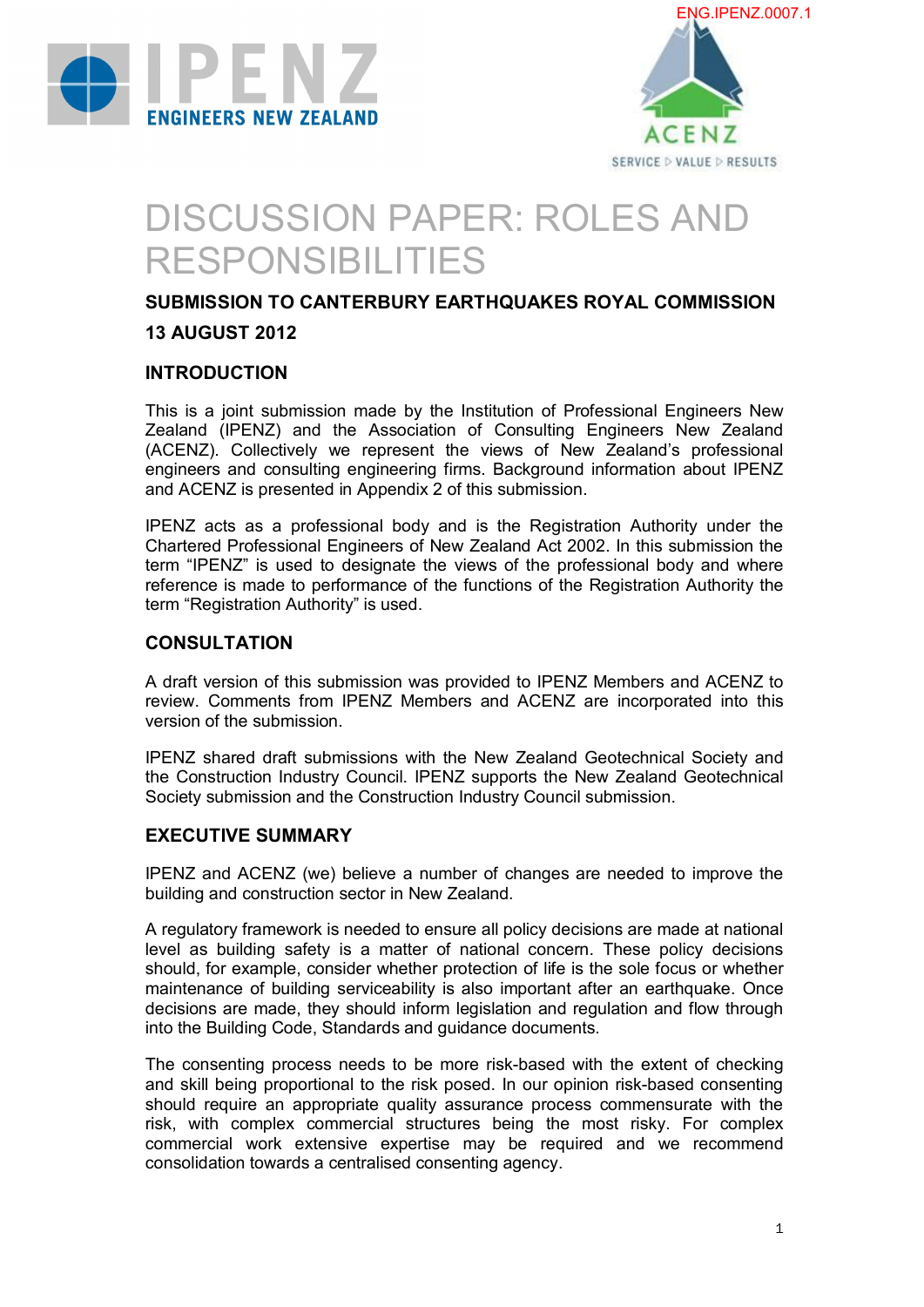ENG.IPENZ.0007.1

# DISCUSSION PAPER: ROLES AND RESPONSIBILITIES

**SUBMISSION TO CANTERBURY EARTHQUAKES ROYAL COMMISSION**

**13 AUGUST 2012**

## INTRODUCTION

This is a joint submission made by the Institution of Professional Engineers New Zealand (IPENZ) and the Association of Consulting Engineers New Zealand (ACENZ). Collectively we represent the views of New Zealand's professional engineers and consulting engineering firms. Background information about IPENZ and ACENZ is presented in Appendix 2 of this submission.

IPENZ acts as a professional body and is the Registration Authority under the Chartered Professional Engineers of New Zealand Act 2002. In this submission the term "IPENZ" is used to designate the views of the professional body and where reference is made to performance of the functions of the Registration Authority the term "Registration Authority" is used.

## CONSULTATION

A draft version of this submission was provided to IPENZ Members and ACENZ to review. Comments from IPENZ Members and ACENZ are incorporated into this version of the submission.

IPENZ shared draft submissions with the New Zealand Geotechnical Society and the Construction Industry Council. IPENZ supports the New Zealand Geotechnical Society submission and the Construction Industry Council submission.

## EXECUTIVE SUMMARY

IPENZ and ACENZ (we) believe a number of changes are needed to improve the building and construction sector in New Zealand.

A regulatory framework is needed to ensure all policy decisions are made at national level as building safety is a matter of national concern. These policy decisions should, for example, consider whether protection of life is the sole focus or whether maintenance of building serviceability is also important after an earthquake. Once decisions are made, they should inform legislation and regulation and flow through into the Building Code, Standards and guidance documents.

The consenting process needs to be more risk-based with the extent of checking and skill being proportional to the risk posed. In our opinion risk-based consenting should require an appropriate quality assurance process commensurate with the risk, with complex commercial structures being the most risky. For complex commercial work extensive expertise may be required and we recommend consolidation towards a centralised consenting agency.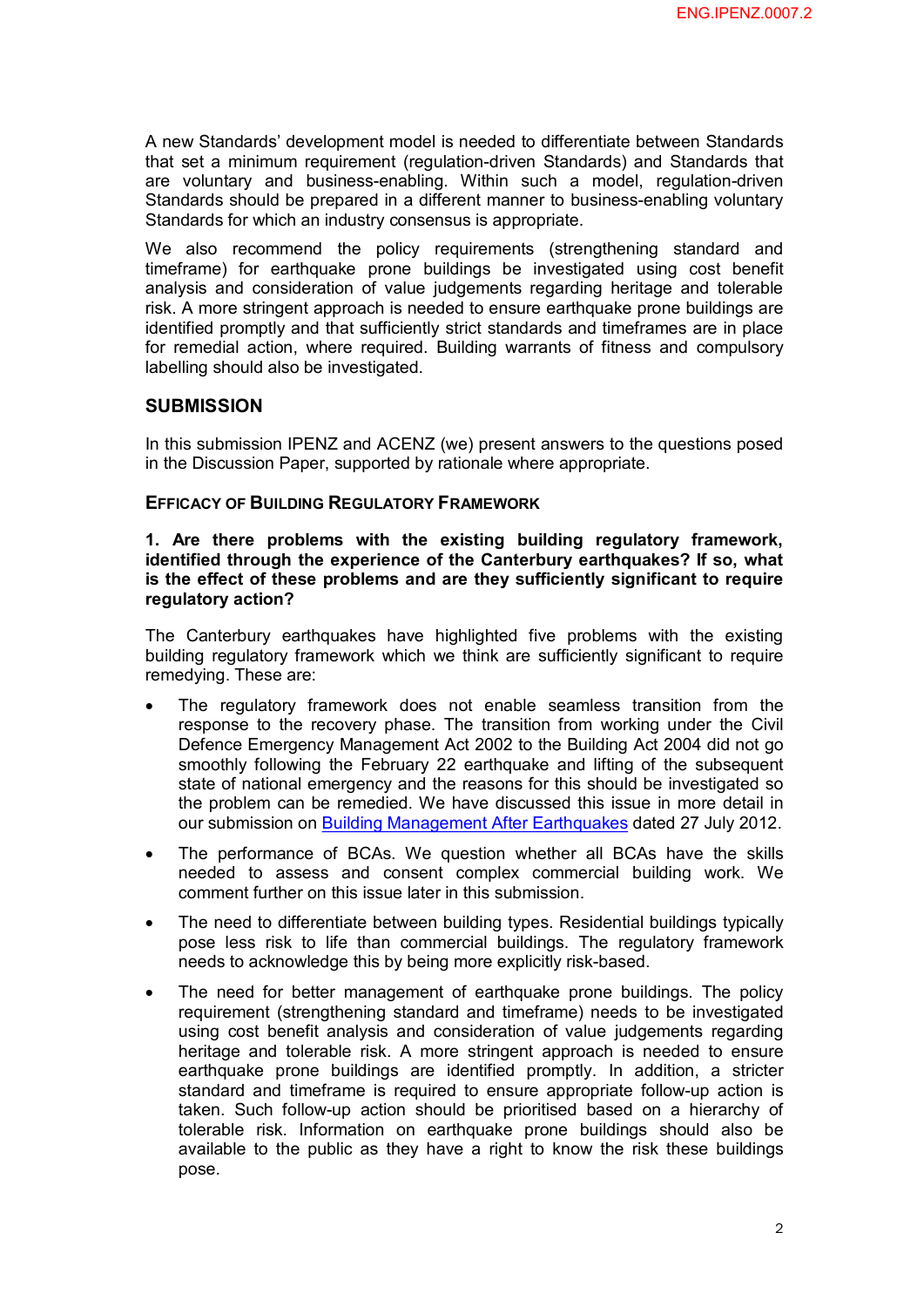A new Standards' development model is needed to differentiate between Standards that set a minimum requirement (regulation-driven Standards) and Standards that are voluntary and business-enabling. Within such a model, regulation-driven Standards should be prepared in a different manner to business-enabling voluntary Standards for which an industry consensus is appropriate.

We also recommend the policy requirements (strengthening standard and timeframe) for earthquake prone buildings be investigated using cost benefit analysis and consideration of value judgements regarding heritage and tolerable risk. A more stringent approach is needed to ensure earthquake prone buildings are identified promptly and that sufficiently strict standards and timeframes are in place for remedial action, where required. Building warrants of fitness and compulsory labelling should also be investigated.

## SUBMISSION

In this submission IPENZ and ACENZ (we) present answers to the questions posed in the Discussion Paper, supported by rationale where appropriate.

### EFFICACY OF BUILDING REGULATORY FRAMEWORK

**1. Are there problems with the existing building regulatory framework, identified through the experience of the Canterbury earthquakes? If so, what is the effect of these problems and are they sufficiently significant to require regulatory action?**

The Canterbury earthquakes have highlighted five problems with the existing building regulatory framework which we think are sufficiently significant to require remedying. These are:

- The regulatory framework does not enable seamless transition from the response to the recovery phase. The transition from working under the Civil Defence Emergency Management Act 2002 to the Building Act 2004 did not go smoothly following the February 22 earthquake and lifting of the subsequent state of national emergency and the reasons for this should be investigated so the problem can be remedied. We have discussed this issue in more detail in our submission on Building Management After Earthquakes dated 27 July 2012.
- The performance of BCAs. We question whether all BCAs have the skills needed to assess and consent complex commercial building work. We comment further on this issue later in this submission.
- The need to differentiate between building types. Residential buildings typically pose less risk to life than commercial buildings. The regulatory framework needs to acknowledge this by being more explicitly risk-based.
- The need for better management of earthquake prone buildings. The policy requirement (strengthening standard and timeframe) needs to be investigated using cost benefit analysis and consideration of value judgements regarding heritage and tolerable risk. A more stringent approach is needed to ensure earthquake prone buildings are identified promptly. In addition, a stricter standard and timeframe is required to ensure appropriate follow-up action is taken. Such follow-up action should be prioritised based on a hierarchy of tolerable risk. Information on earthquake prone buildings should also be available to the public as they have a right to know the risk these buildings pose.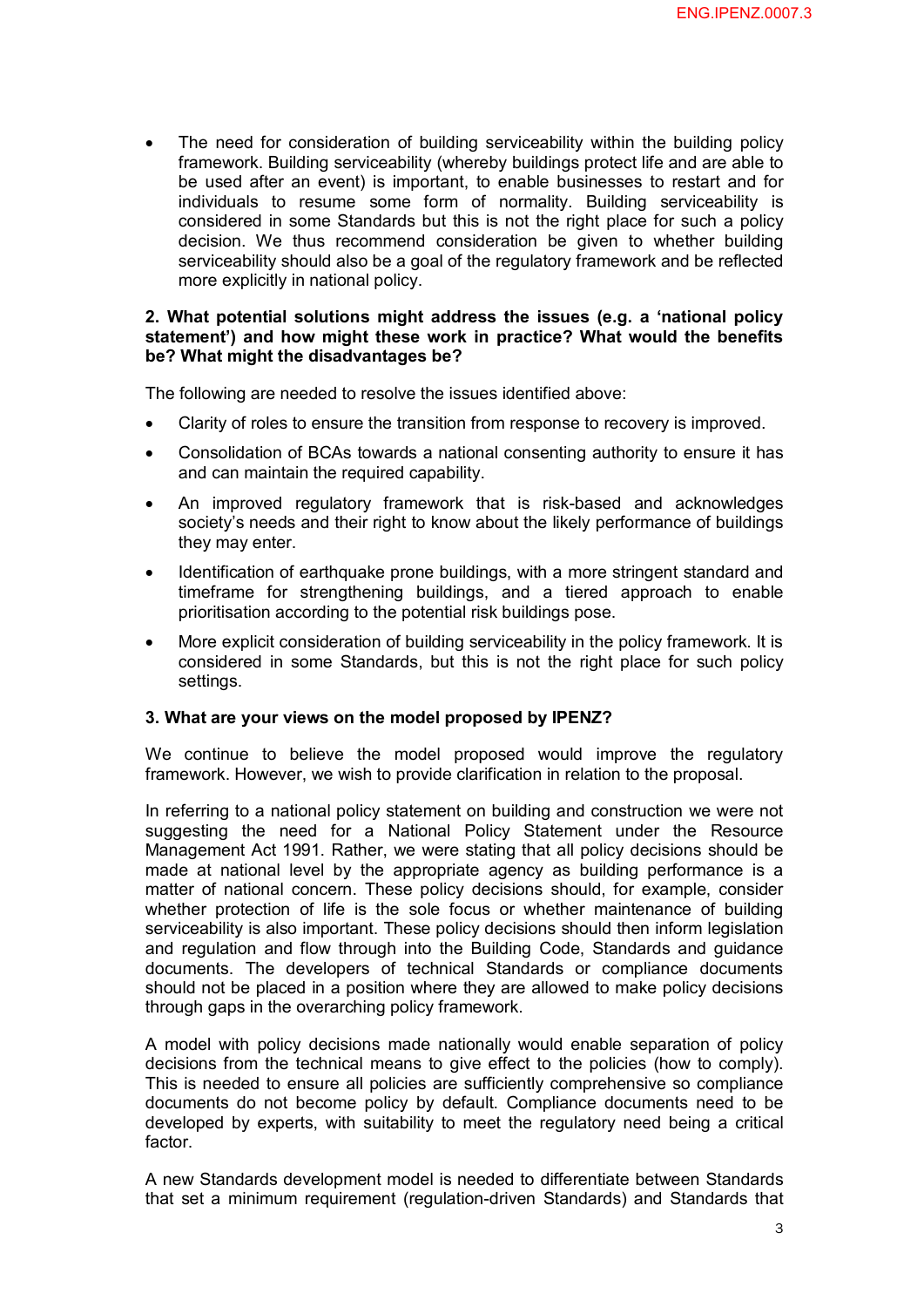- The need for consideration of building serviceability within the building policy framework. Building serviceability (whereby buildings protect life and are able to be used after an event) is important, to enable businesses to restart and for individuals to resume some form of normality. Building serviceability is considered in some Standards but this is not the right place for such a policy decision. We thus recommend consideration be given to whether building serviceability should also be a goal of the regulatory framework and be reflected more explicitly in national policy.

**2. What potential solutions might address the issues (e.g. a 'national policy statement') and how might these work in practice? What would the benefits be? What might the disadvantages be?**

The following are needed to resolve the issues identified above:

- Clarity of roles to ensure the transition from response to recovery is improved.
- Consolidation of BCAs towards a national consenting authority to ensure it has and can maintain the required capability.
- An improved regulatory framework that is risk-based and acknowledges society's needs and their right to know about the likely performance of buildings they may enter.
- Identification of earthquake prone buildings, with a more stringent standard and timeframe for strengthening buildings, and a tiered approach to enable prioritisation according to the potential risk buildings pose.
- More explicit consideration of building serviceability in the policy framework. It is considered in some Standards, but this is not the right place for such policy settings.

**3. What are your views on the model proposed by IPENZ?**

We continue to believe the model proposed would improve the regulatory framework. However, we wish to provide clarification in relation to the proposal.

In referring to a national policy statement on building and construction we were not suggesting the need for a National Policy Statement under the Resource Management Act 1991. Rather, we were stating that all policy decisions should be made at national level by the appropriate agency as building performance is a matter of national concern. These policy decisions should, for example, consider whether protection of life is the sole focus or whether maintenance of building serviceability is also important. These policy decisions should then inform legislation and regulation and flow through into the Building Code, Standards and guidance documents. The developers of technical Standards or compliance documents should not be placed in a position where they are allowed to make policy decisions through gaps in the overarching policy framework.

A model with policy decisions made nationally would enable separation of policy decisions from the technical means to give effect to the policies (how to comply). This is needed to ensure all policies are sufficiently comprehensive so compliance documents do not become policy by default. Compliance documents need to be developed by experts, with suitability to meet the regulatory need being a critical factor.

A new Standards development model is needed to differentiate between Standards that set a minimum requirement (regulation-driven Standards) and Standards that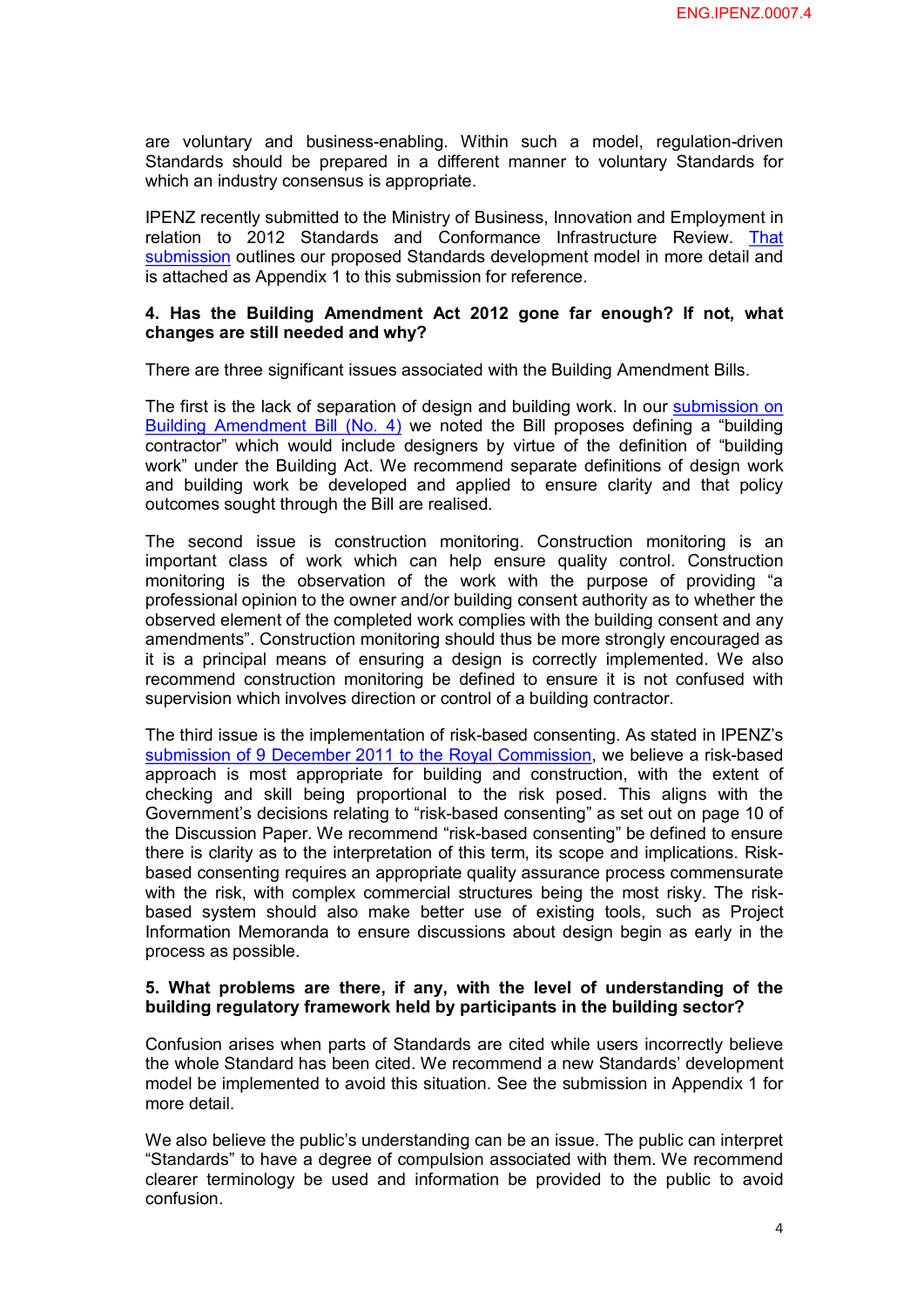are voluntary and business-enabling. Within such a model, regulation-driven Standards should be prepared in a different manner to voluntary Standards for which an industry consensus is appropriate.

IPENZ recently submitted to the Ministry of Business, Innovation and Employment in relation to 2012 Standards and Conformance Infrastructure Review. That submission outlines our proposed Standards development model in more detail and is attached as Appendix 1 to this submission for reference.

**4. Has the Building Amendment Act 2012 gone far enough? If not, what changes are still needed and why?**

There are three significant issues associated with the Building Amendment Bills.

The first is the lack of separation of design and building work. In our submission on Building Amendment Bill (No. 4) we noted the Bill proposes defining a "building contractor" which would include designers by virtue of the definition of "building work" under the Building Act. We recommend separate definitions of design work and building work be developed and applied to ensure clarity and that policy outcomes sought through the Bill are realised.

The second issue is construction monitoring. Construction monitoring is an important class of work which can help ensure quality control. Construction monitoring is the observation of the work with the purpose of providing "a professional opinion to the owner and/or building consent authority as to whether the observed element of the completed work complies with the building consent and any amendments". Construction monitoring should thus be more strongly encouraged as it is a principal means of ensuring a design is correctly implemented. We also recommend construction monitoring be defined to ensure it is not confused with supervision which involves direction or control of a building contractor.

The third issue is the implementation of risk-based consenting. As stated in IPENZ's submission of 9 December 2011 to the Royal Commission, we believe a risk-based approach is most appropriate for building and construction, with the extent of checking and skill being proportional to the risk posed. This aligns with the Government's decisions relating to "risk-based consenting" as set out on page 10 of the Discussion Paper. We recommend "risk-based consenting" be defined to ensure there is clarity as to the interpretation of this term, its scope and implications. Risk-based consenting requires an appropriate quality assurance process commensurate with the risk, with complex commercial structures being the most risky. The risk-based system should also make better use of existing tools, such as Project Information Memoranda to ensure discussions about design begin as early in the process as possible.

**5. What problems are there, if any, with the level of understanding of the building regulatory framework held by participants in the building sector?**

Confusion arises when parts of Standards are cited while users incorrectly believe the whole Standard has been cited. We recommend a new Standards' development model be implemented to avoid this situation. See the submission in Appendix 1 for more detail.

We also believe the public's understanding can be an issue. The public can interpret "Standards" to have a degree of compulsion associated with them. We recommend clearer terminology be used and information be provided to the public to avoid confusion.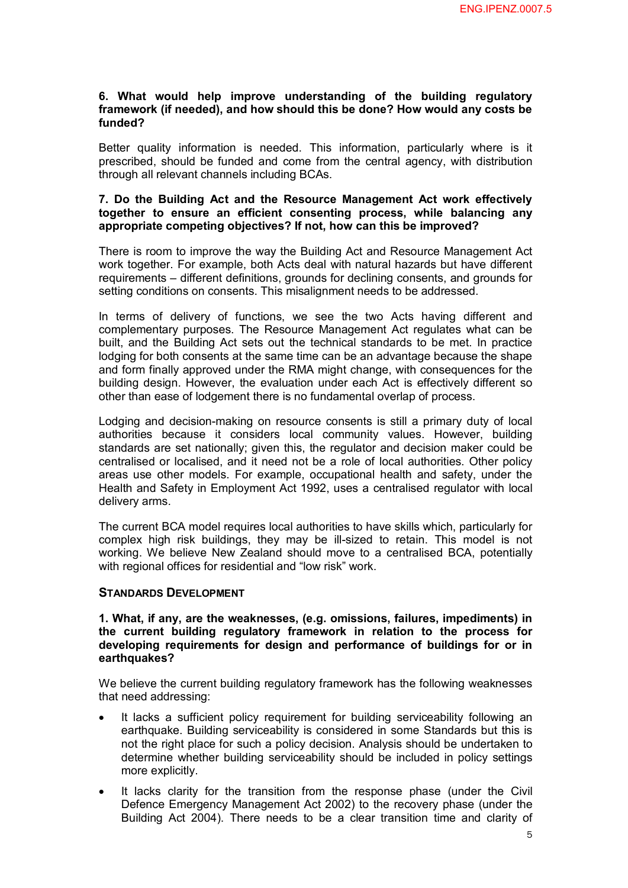**6. What would help improve understanding of the building regulatory framework (if needed), and how should this be done? How would any costs be funded?**

Better quality information is needed. This information, particularly where is it prescribed, should be funded and come from the central agency, with distribution through all relevant channels including BCAs.

**7. Do the Building Act and the Resource Management Act work effectively together to ensure an efficient consenting process, while balancing any appropriate competing objectives? If not, how can this be improved?**

There is room to improve the way the Building Act and Resource Management Act work together. For example, both Acts deal with natural hazards but have different requirements – different definitions, grounds for declining consents, and grounds for setting conditions on consents. This misalignment needs to be addressed.

In terms of delivery of functions, we see the two Acts having different and complementary purposes. The Resource Management Act regulates what can be built, and the Building Act sets out the technical standards to be met. In practice lodging for both consents at the same time can be an advantage because the shape and form finally approved under the RMA might change, with consequences for the building design. However, the evaluation under each Act is effectively different so other than ease of lodgement there is no fundamental overlap of process.

Lodging and decision-making on resource consents is still a primary duty of local authorities because it considers local community values. However, building standards are set nationally; given this, the regulator and decision maker could be centralised or localised, and it need not be a role of local authorities. Other policy areas use other models. For example, occupational health and safety, under the Health and Safety in Employment Act 1992, uses a centralised regulator with local delivery arms.

The current BCA model requires local authorities to have skills which, particularly for complex high risk buildings, they may be ill-sized to retain. This model is not working. We believe New Zealand should move to a centralised BCA, potentially with regional offices for residential and "low risk" work.

## STANDARDS DEVELOPMENT

**1. What, if any, are the weaknesses, (e.g. omissions, failures, impediments) in the current building regulatory framework in relation to the process for developing requirements for design and performance of buildings for or in earthquakes?**

We believe the current building regulatory framework has the following weaknesses that need addressing:

- It lacks a sufficient policy requirement for building serviceability following an earthquake. Building serviceability is considered in some Standards but this is not the right place for such a policy decision. Analysis should be undertaken to determine whether building serviceability should be included in policy settings more explicitly.
- It lacks clarity for the transition from the response phase (under the Civil Defence Emergency Management Act 2002) to the recovery phase (under the Building Act 2004). There needs to be a clear transition time and clarity of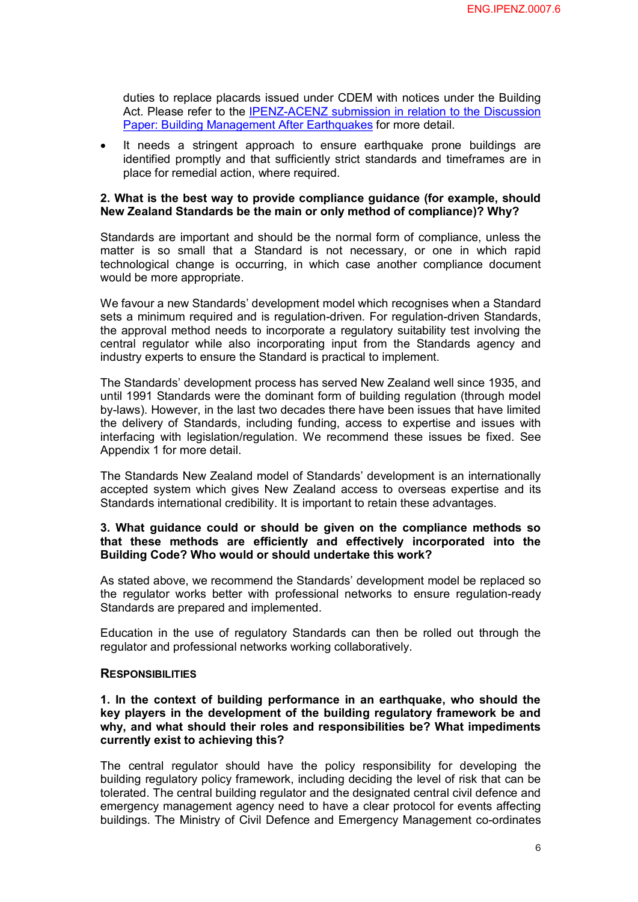duties to replace placards issued under CDEM with notices under the Building Act. Please refer to the IPENZ-ACENZ submission in relation to the Discussion Paper: Building Management After Earthquakes for more detail.

- It needs a stringent approach to ensure earthquake prone buildings are identified promptly and that sufficiently strict standards and timeframes are in place for remedial action, where required.

**2. What is the best way to provide compliance guidance (for example, should New Zealand Standards be the main or only method of compliance)? Why?**

Standards are important and should be the normal form of compliance, unless the matter is so small that a Standard is not necessary, or one in which rapid technological change is occurring, in which case another compliance document would be more appropriate.

We favour a new Standards' development model which recognises when a Standard sets a minimum required and is regulation-driven. For regulation-driven Standards, the approval method needs to incorporate a regulatory suitability test involving the central regulator while also incorporating input from the Standards agency and industry experts to ensure the Standard is practical to implement.

The Standards' development process has served New Zealand well since 1935, and until 1991 Standards were the dominant form of building regulation (through model by-laws). However, in the last two decades there have been issues that have limited the delivery of Standards, including funding, access to expertise and issues with interfacing with legislation/regulation. We recommend these issues be fixed. See Appendix 1 for more detail.

The Standards New Zealand model of Standards' development is an internationally accepted system which gives New Zealand access to overseas expertise and its Standards international credibility. It is important to retain these advantages.

**3. What guidance could or should be given on the compliance methods so that these methods are efficiently and effectively incorporated into the Building Code? Who would or should undertake this work?**

As stated above, we recommend the Standards' development model be replaced so the regulator works better with professional networks to ensure regulation-ready Standards are prepared and implemented.

Education in the use of regulatory Standards can then be rolled out through the regulator and professional networks working collaboratively.

**RESPONSIBILITIES**

**1. In the context of building performance in an earthquake, who should the key players in the development of the building regulatory framework be and why, and what should their roles and responsibilities be? What impediments currently exist to achieving this?**

The central regulator should have the policy responsibility for developing the building regulatory policy framework, including deciding the level of risk that can be tolerated. The central building regulator and the designated central civil defence and emergency management agency need to have a clear protocol for events affecting buildings. The Ministry of Civil Defence and Emergency Management co-ordinates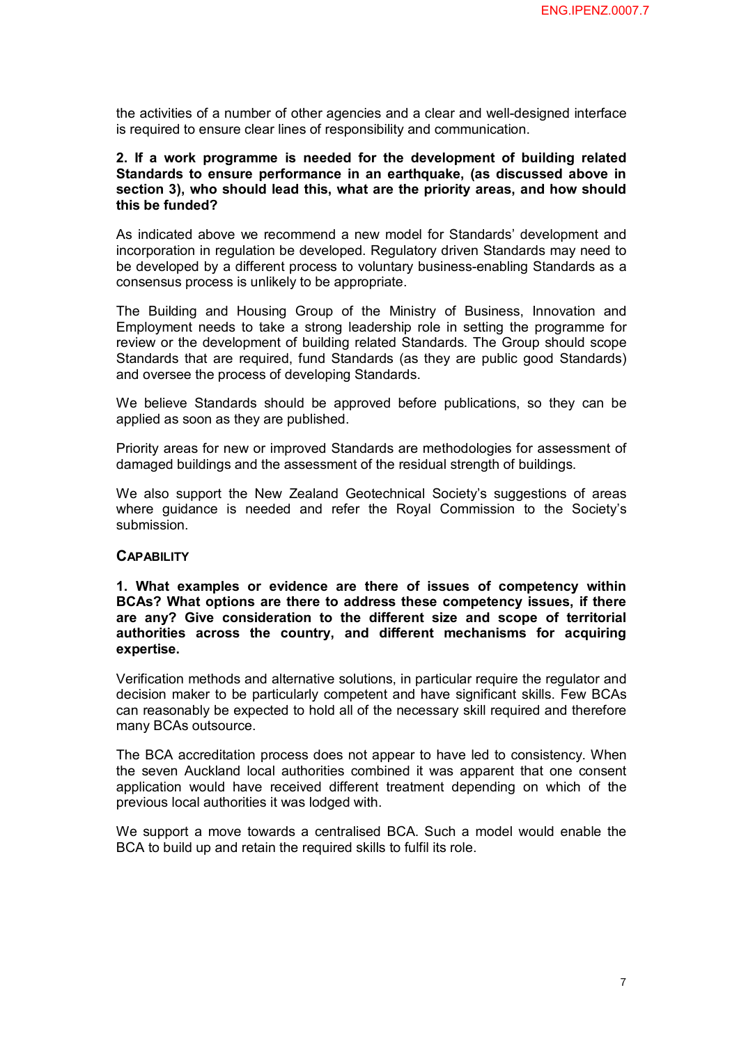the activities of a number of other agencies and a clear and well-designed interface is required to ensure clear lines of responsibility and communication.

**2. If a work programme is needed for the development of building related Standards to ensure performance in an earthquake, (as discussed above in section 3), who should lead this, what are the priority areas, and how should this be funded?**

As indicated above we recommend a new model for Standards' development and incorporation in regulation be developed. Regulatory driven Standards may need to be developed by a different process to voluntary business-enabling Standards as a consensus process is unlikely to be appropriate.

The Building and Housing Group of the Ministry of Business, Innovation and Employment needs to take a strong leadership role in setting the programme for review or the development of building related Standards. The Group should scope Standards that are required, fund Standards (as they are public good Standards) and oversee the process of developing Standards.

We believe Standards should be approved before publications, so they can be applied as soon as they are published.

Priority areas for new or improved Standards are methodologies for assessment of damaged buildings and the assessment of the residual strength of buildings.

We also support the New Zealand Geotechnical Society's suggestions of areas where guidance is needed and refer the Royal Commission to the Society's submission.

## CAPABILITY

**1. What examples or evidence are there of issues of competency within BCAs? What options are there to address these competency issues, if there are any? Give consideration to the different size and scope of territorial authorities across the country, and different mechanisms for acquiring expertise.**

Verification methods and alternative solutions, in particular require the regulator and decision maker to be particularly competent and have significant skills. Few BCAs can reasonably be expected to hold all of the necessary skill required and therefore many BCAs outsource.

The BCA accreditation process does not appear to have led to consistency. When the seven Auckland local authorities combined it was apparent that one consent application would have received different treatment depending on which of the previous local authorities it was lodged with.

We support a move towards a centralised BCA. Such a model would enable the BCA to build up and retain the required skills to fulfil its role.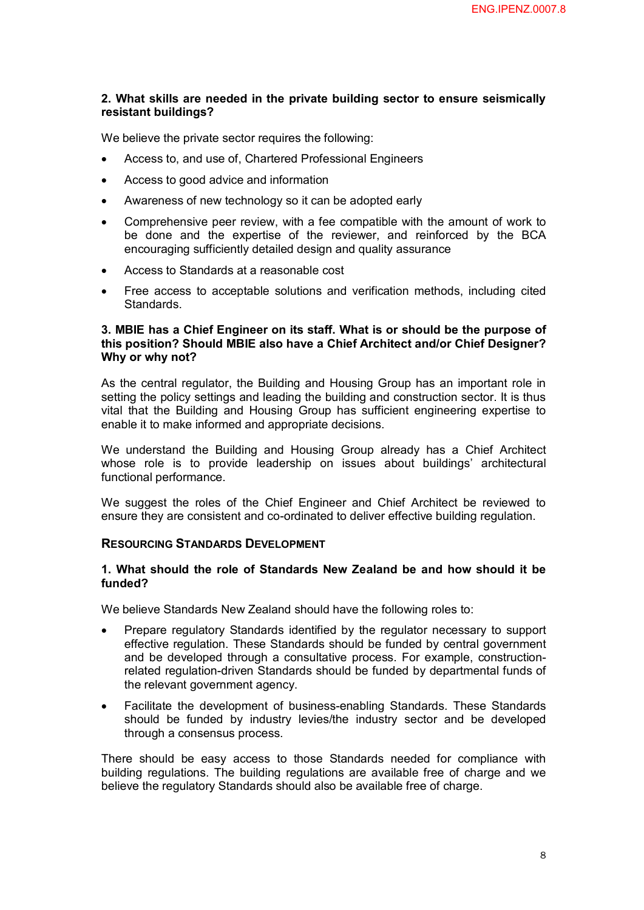**2. What skills are needed in the private building sector to ensure seismically resistant buildings?**

We believe the private sector requires the following:

- Access to, and use of, Chartered Professional Engineers
- Access to good advice and information
- Awareness of new technology so it can be adopted early
- Comprehensive peer review, with a fee compatible with the amount of work to be done and the expertise of the reviewer, and reinforced by the BCA encouraging sufficiently detailed design and quality assurance
- Access to Standards at a reasonable cost
- Free access to acceptable solutions and verification methods, including cited Standards.

**3. MBIE has a Chief Engineer on its staff. What is or should be the purpose of this position? Should MBIE also have a Chief Architect and/or Chief Designer? Why or why not?**

As the central regulator, the Building and Housing Group has an important role in setting the policy settings and leading the building and construction sector. It is thus vital that the Building and Housing Group has sufficient engineering expertise to enable it to make informed and appropriate decisions.

We understand the Building and Housing Group already has a Chief Architect whose role is to provide leadership on issues about buildings' architectural functional performance.

We suggest the roles of the Chief Engineer and Chief Architect be reviewed to ensure they are consistent and co-ordinated to deliver effective building regulation.

## RESOURCING STANDARDS DEVELOPMENT

**1. What should the role of Standards New Zealand be and how should it be funded?**

We believe Standards New Zealand should have the following roles to:

- Prepare regulatory Standards identified by the regulator necessary to support effective regulation. These Standards should be funded by central government and be developed through a consultative process. For example, construction-related regulation-driven Standards should be funded by departmental funds of the relevant government agency.
- Facilitate the development of business-enabling Standards. These Standards should be funded by industry levies/the industry sector and be developed through a consensus process.

There should be easy access to those Standards needed for compliance with building regulations. The building regulations are available free of charge and we believe the regulatory Standards should also be available free of charge.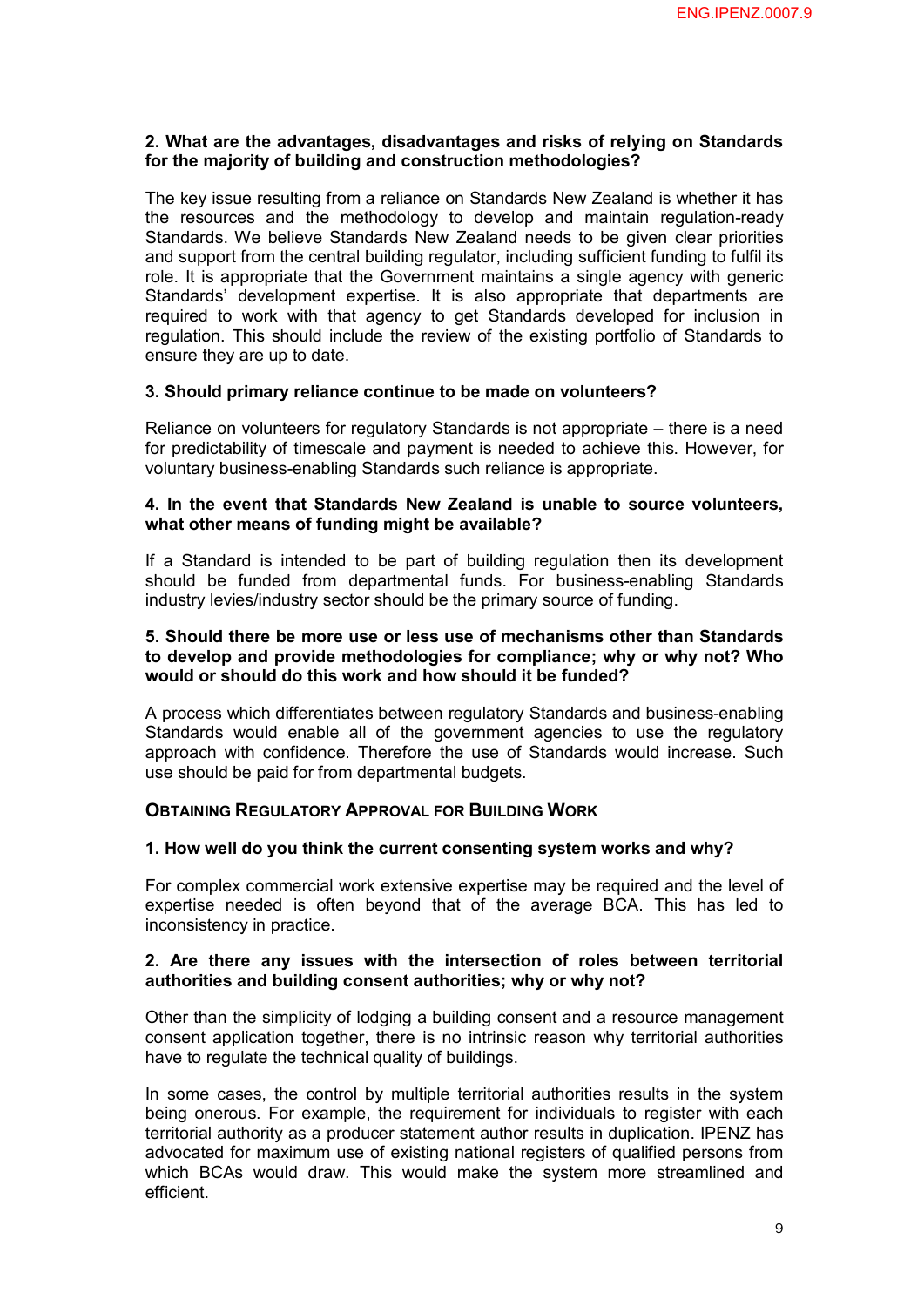**2. What are the advantages, disadvantages and risks of relying on Standards for the majority of building and construction methodologies?**

The key issue resulting from a reliance on Standards New Zealand is whether it has the resources and the methodology to develop and maintain regulation-ready Standards. We believe Standards New Zealand needs to be given clear priorities and support from the central building regulator, including sufficient funding to fulfil its role. It is appropriate that the Government maintains a single agency with generic Standards' development expertise. It is also appropriate that departments are required to work with that agency to get Standards developed for inclusion in regulation. This should include the review of the existing portfolio of Standards to ensure they are up to date.

**3. Should primary reliance continue to be made on volunteers?**

Reliance on volunteers for regulatory Standards is not appropriate – there is a need for predictability of timescale and payment is needed to achieve this. However, for voluntary business-enabling Standards such reliance is appropriate.

**4. In the event that Standards New Zealand is unable to source volunteers, what other means of funding might be available?**

If a Standard is intended to be part of building regulation then its development should be funded from departmental funds. For business-enabling Standards industry levies/industry sector should be the primary source of funding.

**5. Should there be more use or less use of mechanisms other than Standards to develop and provide methodologies for compliance; why or why not? Who would or should do this work and how should it be funded?**

A process which differentiates between regulatory Standards and business-enabling Standards would enable all of the government agencies to use the regulatory approach with confidence. Therefore the use of Standards would increase. Such use should be paid for from departmental budgets.

## OBTAINING REGULATORY APPROVAL FOR BUILDING WORK

**1. How well do you think the current consenting system works and why?**

For complex commercial work extensive expertise may be required and the level of expertise needed is often beyond that of the average BCA. This has led to inconsistency in practice.

**2. Are there any issues with the intersection of roles between territorial authorities and building consent authorities; why or why not?**

Other than the simplicity of lodging a building consent and a resource management consent application together, there is no intrinsic reason why territorial authorities have to regulate the technical quality of buildings.

In some cases, the control by multiple territorial authorities results in the system being onerous. For example, the requirement for individuals to register with each territorial authority as a producer statement author results in duplication. IPENZ has advocated for maximum use of existing national registers of qualified persons from which BCAs would draw. This would make the system more streamlined and efficient.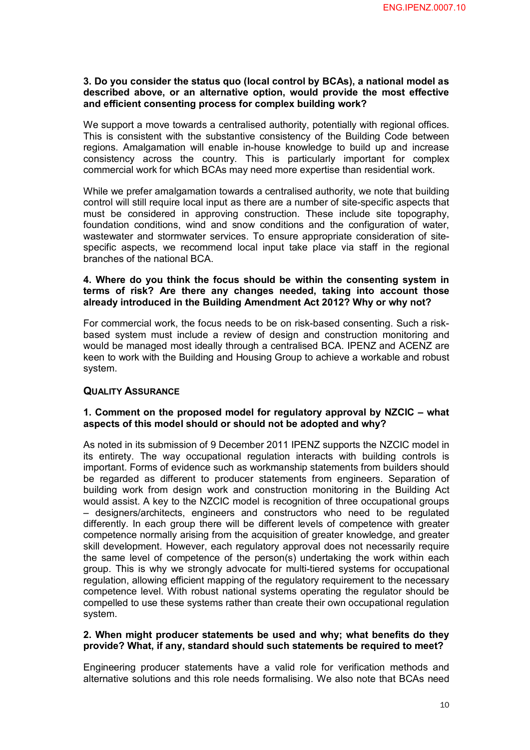**3. Do you consider the status quo (local control by BCAs), a national model as described above, or an alternative option, would provide the most effective and efficient consenting process for complex building work?**

We support a move towards a centralised authority, potentially with regional offices. This is consistent with the substantive consistency of the Building Code between regions. Amalgamation will enable in-house knowledge to build up and increase consistency across the country. This is particularly important for complex commercial work for which BCAs may need more expertise than residential work.

While we prefer amalgamation towards a centralised authority, we note that building control will still require local input as there are a number of site-specific aspects that must be considered in approving construction. These include site topography, foundation conditions, wind and snow conditions and the configuration of water, wastewater and stormwater services. To ensure appropriate consideration of site-specific aspects, we recommend local input take place via staff in the regional branches of the national BCA.

**4. Where do you think the focus should be within the consenting system in terms of risk? Are there any changes needed, taking into account those already introduced in the Building Amendment Act 2012? Why or why not?**

For commercial work, the focus needs to be on risk-based consenting. Such a risk-based system must include a review of design and construction monitoring and would be managed most ideally through a centralised BCA. IPENZ and ACENZ are keen to work with the Building and Housing Group to achieve a workable and robust system.

### QUALITY ASSURANCE

**1. Comment on the proposed model for regulatory approval by NZCIC – what aspects of this model should or should not be adopted and why?**

As noted in its submission of 9 December 2011 IPENZ supports the NZCIC model in its entirety. The way occupational regulation interacts with building controls is important. Forms of evidence such as workmanship statements from builders should be regarded as different to producer statements from engineers. Separation of building work from design work and construction monitoring in the Building Act would assist. A key to the NZCIC model is recognition of three occupational groups – designers/architects, engineers and constructors who need to be regulated differently. In each group there will be different levels of competence with greater competence normally arising from the acquisition of greater knowledge, and greater skill development. However, each regulatory approval does not necessarily require the same level of competence of the person(s) undertaking the work within each group. This is why we strongly advocate for multi-tiered systems for occupational regulation, allowing efficient mapping of the regulatory requirement to the necessary competence level. With robust national systems operating the regulator should be compelled to use these systems rather than create their own occupational regulation system.

**2. When might producer statements be used and why; what benefits do they provide? What, if any, standard should such statements be required to meet?**

Engineering producer statements have a valid role for verification methods and alternative solutions and this role needs formalising. We also note that BCAs need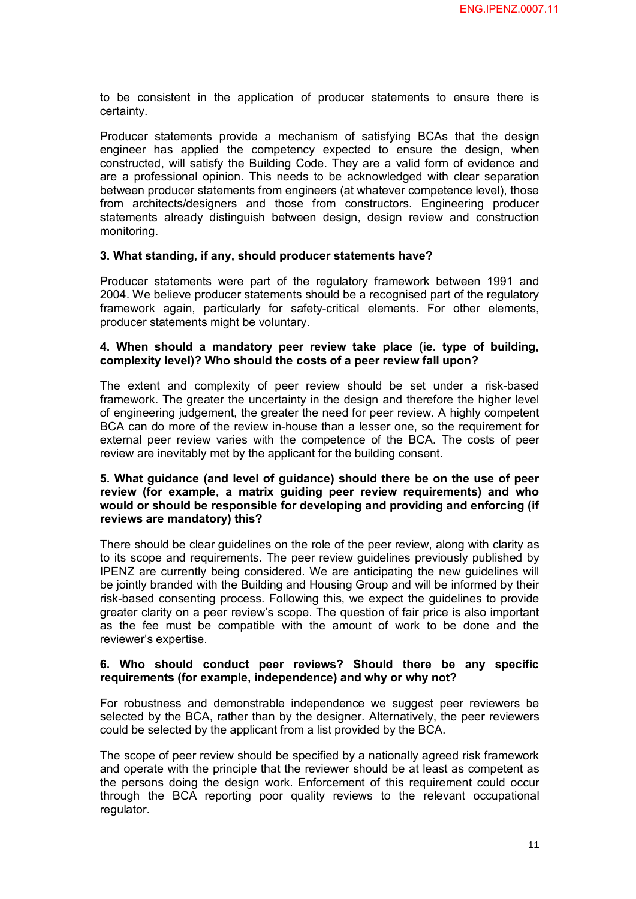to be consistent in the application of producer statements to ensure there is certainty.

Producer statements provide a mechanism of satisfying BCAs that the design engineer has applied the competency expected to ensure the design, when constructed, will satisfy the Building Code. They are a valid form of evidence and are a professional opinion. This needs to be acknowledged with clear separation between producer statements from engineers (at whatever competence level), those from architects/designers and those from constructors. Engineering producer statements already distinguish between design, design review and construction monitoring.

**3. What standing, if any, should producer statements have?**

Producer statements were part of the regulatory framework between 1991 and 2004. We believe producer statements should be a recognised part of the regulatory framework again, particularly for safety-critical elements. For other elements, producer statements might be voluntary.

**4. When should a mandatory peer review take place (ie. type of building, complexity level)? Who should the costs of a peer review fall upon?**

The extent and complexity of peer review should be set under a risk-based framework. The greater the uncertainty in the design and therefore the higher level of engineering judgement, the greater the need for peer review. A highly competent BCA can do more of the review in-house than a lesser one, so the requirement for external peer review varies with the competence of the BCA. The costs of peer review are inevitably met by the applicant for the building consent.

**5. What guidance (and level of guidance) should there be on the use of peer review (for example, a matrix guiding peer review requirements) and who would or should be responsible for developing and providing and enforcing (if reviews are mandatory) this?**

There should be clear guidelines on the role of the peer review, along with clarity as to its scope and requirements. The peer review guidelines previously published by IPENZ are currently being considered. We are anticipating the new guidelines will be jointly branded with the Building and Housing Group and will be informed by their risk-based consenting process. Following this, we expect the guidelines to provide greater clarity on a peer review's scope. The question of fair price is also important as the fee must be compatible with the amount of work to be done and the reviewer's expertise.

**6. Who should conduct peer reviews? Should there be any specific requirements (for example, independence) and why or why not?**

For robustness and demonstrable independence we suggest peer reviewers be selected by the BCA, rather than by the designer. Alternatively, the peer reviewers could be selected by the applicant from a list provided by the BCA.

The scope of peer review should be specified by a nationally agreed risk framework and operate with the principle that the reviewer should be at least as competent as the persons doing the design work. Enforcement of this requirement could occur through the BCA reporting poor quality reviews to the relevant occupational regulator.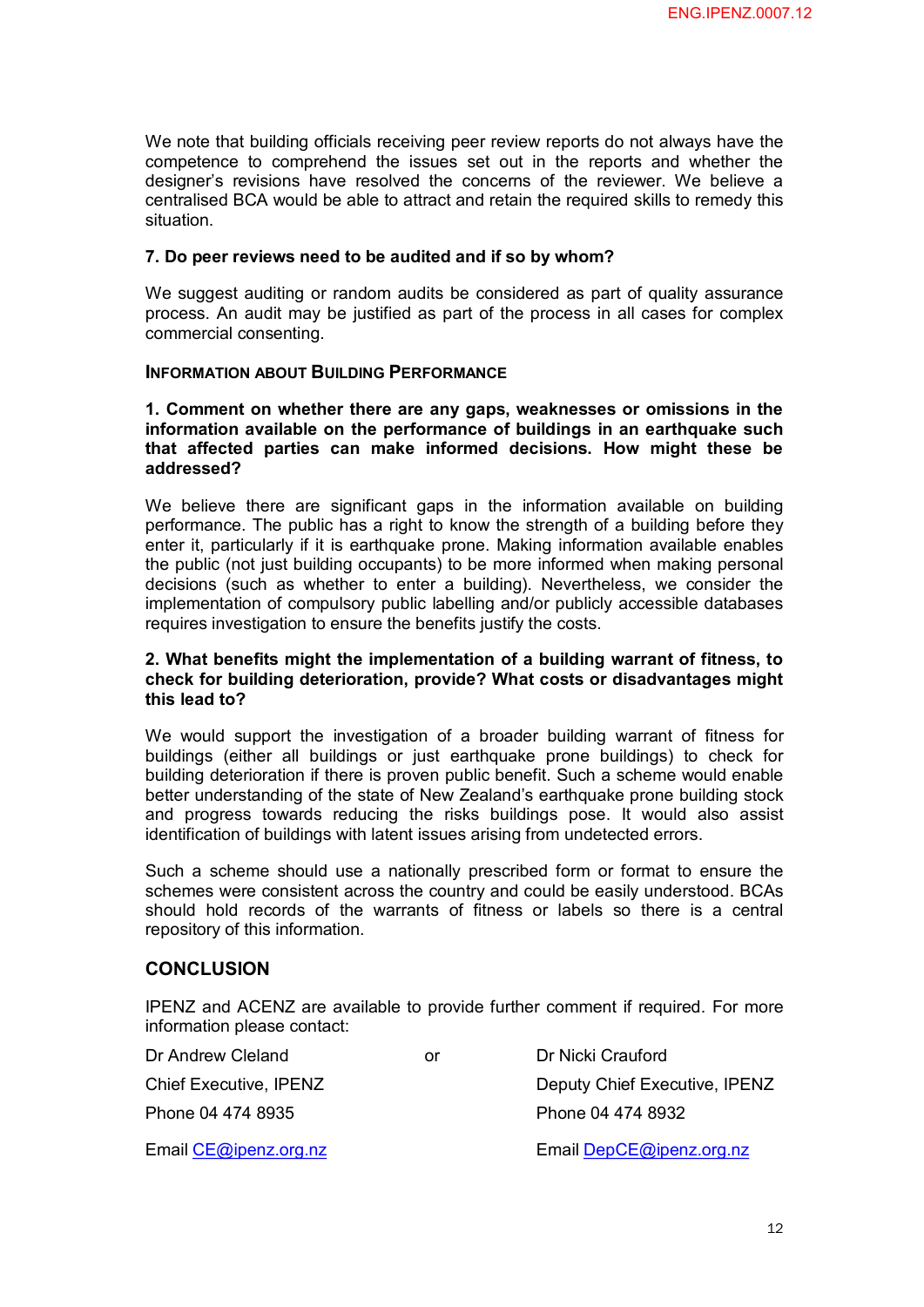We note that building officials receiving peer review reports do not always have the competence to comprehend the issues set out in the reports and whether the designer's revisions have resolved the concerns of the reviewer. We believe a centralised BCA would be able to attract and retain the required skills to remedy this situation.

**7. Do peer reviews need to be audited and if so by whom?**

We suggest auditing or random audits be considered as part of quality assurance process. An audit may be justified as part of the process in all cases for complex commercial consenting.

### INFORMATION ABOUT BUILDING PERFORMANCE

**1. Comment on whether there are any gaps, weaknesses or omissions in the information available on the performance of buildings in an earthquake such that affected parties can make informed decisions. How might these be addressed?**

We believe there are significant gaps in the information available on building performance. The public has a right to know the strength of a building before they enter it, particularly if it is earthquake prone. Making information available enables the public (not just building occupants) to be more informed when making personal decisions (such as whether to enter a building). Nevertheless, we consider the implementation of compulsory public labelling and/or publicly accessible databases requires investigation to ensure the benefits justify the costs.

**2. What benefits might the implementation of a building warrant of fitness, to check for building deterioration, provide? What costs or disadvantages might this lead to?**

We would support the investigation of a broader building warrant of fitness for buildings (either all buildings or just earthquake prone buildings) to check for building deterioration if there is proven public benefit. Such a scheme would enable better understanding of the state of New Zealand's earthquake prone building stock and progress towards reducing the risks buildings pose. It would also assist identification of buildings with latent issues arising from undetected errors.

Such a scheme should use a nationally prescribed form or format to ensure the schemes were consistent across the country and could be easily understood. BCAs should hold records of the warrants of fitness or labels so there is a central repository of this information.

## CONCLUSION

IPENZ and ACENZ are available to provide further comment if required. For more information please contact:

Dr Andrew Cleland
Chief Executive, IPENZ
Phone 04 474 8935
Email CE@ipenz.org.nz

or

Dr Nicki Crauford
Deputy Chief Executive, IPENZ
Phone 04 474 8932
Email DepCE@ipenz.org.nz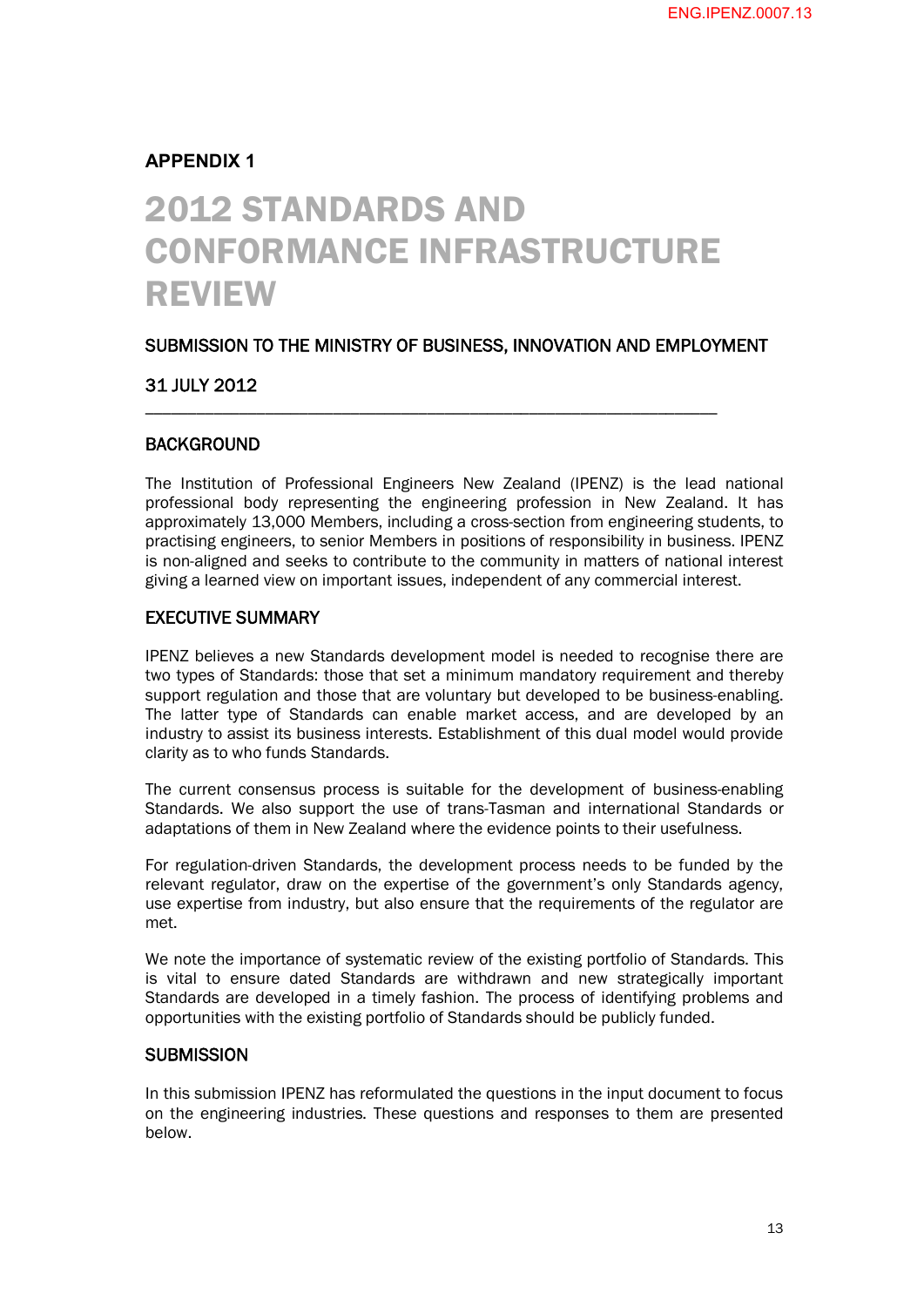## APPENDIX 1

# 2012 STANDARDS AND CONFORMANCE INFRASTRUCTURE REVIEW

### SUBMISSION TO THE MINISTRY OF BUSINESS, INNOVATION AND EMPLOYMENT

### 31 JULY 2012

---

### BACKGROUND

The Institution of Professional Engineers New Zealand (IPENZ) is the lead national professional body representing the engineering profession in New Zealand. It has approximately 13,000 Members, including a cross-section from engineering students, to practising engineers, to senior Members in positions of responsibility in business. IPENZ is non-aligned and seeks to contribute to the community in matters of national interest giving a learned view on important issues, independent of any commercial interest.

### EXECUTIVE SUMMARY

IPENZ believes a new Standards development model is needed to recognise there are two types of Standards: those that set a minimum mandatory requirement and thereby support regulation and those that are voluntary but developed to be business-enabling. The latter type of Standards can enable market access, and are developed by an industry to assist its business interests. Establishment of this dual model would provide clarity as to who funds Standards.

The current consensus process is suitable for the development of business-enabling Standards. We also support the use of trans-Tasman and international Standards or adaptations of them in New Zealand where the evidence points to their usefulness.

For regulation-driven Standards, the development process needs to be funded by the relevant regulator, draw on the expertise of the government's only Standards agency, use expertise from industry, but also ensure that the requirements of the regulator are met.

We note the importance of systematic review of the existing portfolio of Standards. This is vital to ensure dated Standards are withdrawn and new strategically important Standards are developed in a timely fashion. The process of identifying problems and opportunities with the existing portfolio of Standards should be publicly funded.

### SUBMISSION

In this submission IPENZ has reformulated the questions in the input document to focus on the engineering industries. These questions and responses to them are presented below.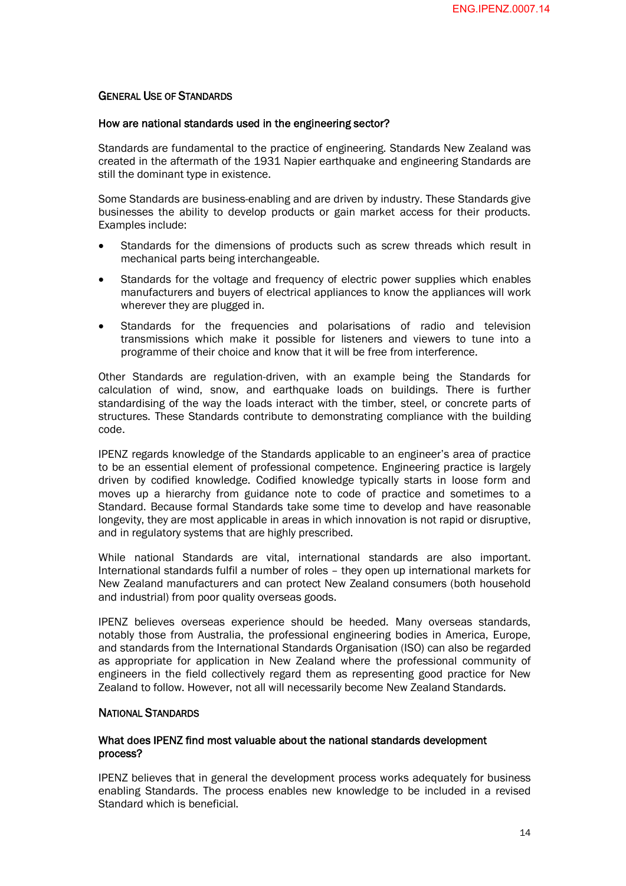## General Use of Standards

### How are national standards used in the engineering sector?

Standards are fundamental to the practice of engineering. Standards New Zealand was created in the aftermath of the 1931 Napier earthquake and engineering Standards are still the dominant type in existence.

Some Standards are business-enabling and are driven by industry. These Standards give businesses the ability to develop products or gain market access for their products. Examples include:

- Standards for the dimensions of products such as screw threads which result in mechanical parts being interchangeable.
- Standards for the voltage and frequency of electric power supplies which enables manufacturers and buyers of electrical appliances to know the appliances will work wherever they are plugged in.
- Standards for the frequencies and polarisations of radio and television transmissions which make it possible for listeners and viewers to tune into a programme of their choice and know that it will be free from interference.

Other Standards are regulation-driven, with an example being the Standards for calculation of wind, snow, and earthquake loads on buildings. There is further standardising of the way the loads interact with the timber, steel, or concrete parts of structures. These Standards contribute to demonstrating compliance with the building code.

IPENZ regards knowledge of the Standards applicable to an engineer's area of practice to be an essential element of professional competence. Engineering practice is largely driven by codified knowledge. Codified knowledge typically starts in loose form and moves up a hierarchy from guidance note to code of practice and sometimes to a Standard. Because formal Standards take some time to develop and have reasonable longevity, they are most applicable in areas in which innovation is not rapid or disruptive, and in regulatory systems that are highly prescribed.

While national Standards are vital, international standards are also important. International standards fulfil a number of roles – they open up international markets for New Zealand manufacturers and can protect New Zealand consumers (both household and industrial) from poor quality overseas goods.

IPENZ believes overseas experience should be heeded. Many overseas standards, notably those from Australia, the professional engineering bodies in America, Europe, and standards from the International Standards Organisation (ISO) can also be regarded as appropriate for application in New Zealand where the professional community of engineers in the field collectively regard them as representing good practice for New Zealand to follow. However, not all will necessarily become New Zealand Standards.

## National Standards

### What does IPENZ find most valuable about the national standards development process?

IPENZ believes that in general the development process works adequately for business enabling Standards. The process enables new knowledge to be included in a revised Standard which is beneficial.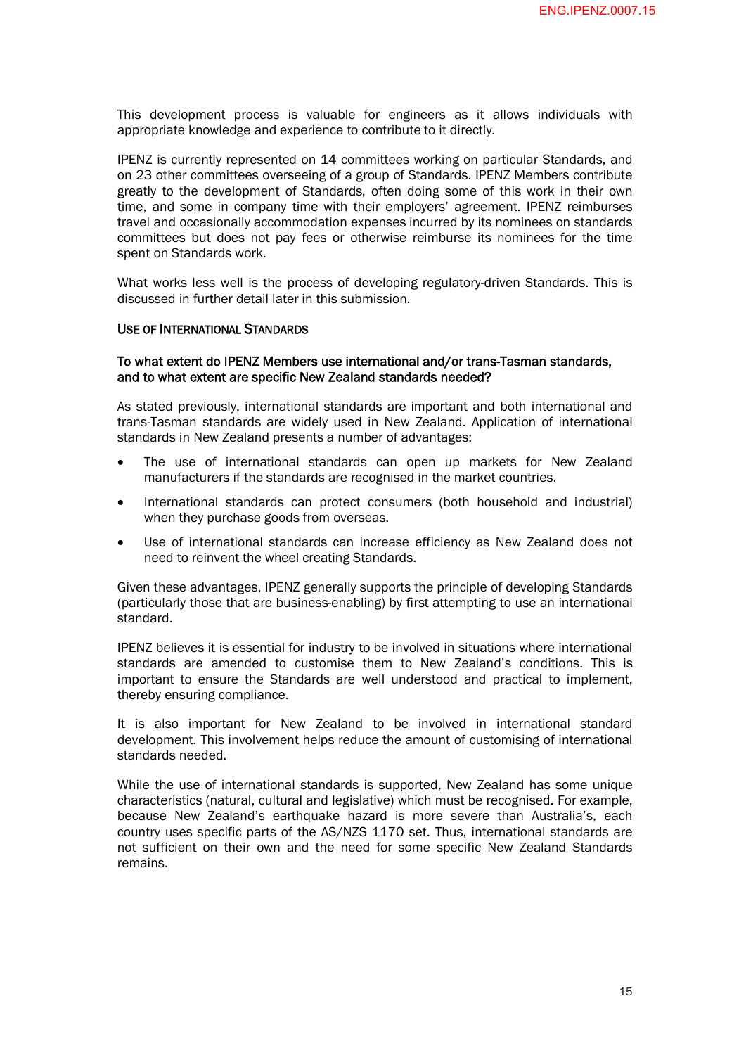This development process is valuable for engineers as it allows individuals with appropriate knowledge and experience to contribute to it directly.

IPENZ is currently represented on 14 committees working on particular Standards, and on 23 other committees overseeing of a group of Standards. IPENZ Members contribute greatly to the development of Standards, often doing some of this work in their own time, and some in company time with their employers' agreement. IPENZ reimburses travel and occasionally accommodation expenses incurred by its nominees on standards committees but does not pay fees or otherwise reimburse its nominees for the time spent on Standards work.

What works less well is the process of developing regulatory-driven Standards. This is discussed in further detail later in this submission.

## USE OF INTERNATIONAL STANDARDS

### To what extent do IPENZ Members use international and/or trans-Tasman standards, and to what extent are specific New Zealand standards needed?

As stated previously, international standards are important and both international and trans-Tasman standards are widely used in New Zealand. Application of international standards in New Zealand presents a number of advantages:

- The use of international standards can open up markets for New Zealand manufacturers if the standards are recognised in the market countries.
- International standards can protect consumers (both household and industrial) when they purchase goods from overseas.
- Use of international standards can increase efficiency as New Zealand does not need to reinvent the wheel creating Standards.

Given these advantages, IPENZ generally supports the principle of developing Standards (particularly those that are business-enabling) by first attempting to use an international standard.

IPENZ believes it is essential for industry to be involved in situations where international standards are amended to customise them to New Zealand's conditions. This is important to ensure the Standards are well understood and practical to implement, thereby ensuring compliance.

It is also important for New Zealand to be involved in international standard development. This involvement helps reduce the amount of customising of international standards needed.

While the use of international standards is supported, New Zealand has some unique characteristics (natural, cultural and legislative) which must be recognised. For example, because New Zealand's earthquake hazard is more severe than Australia's, each country uses specific parts of the AS/NZS 1170 set. Thus, international standards are not sufficient on their own and the need for some specific New Zealand Standards remains.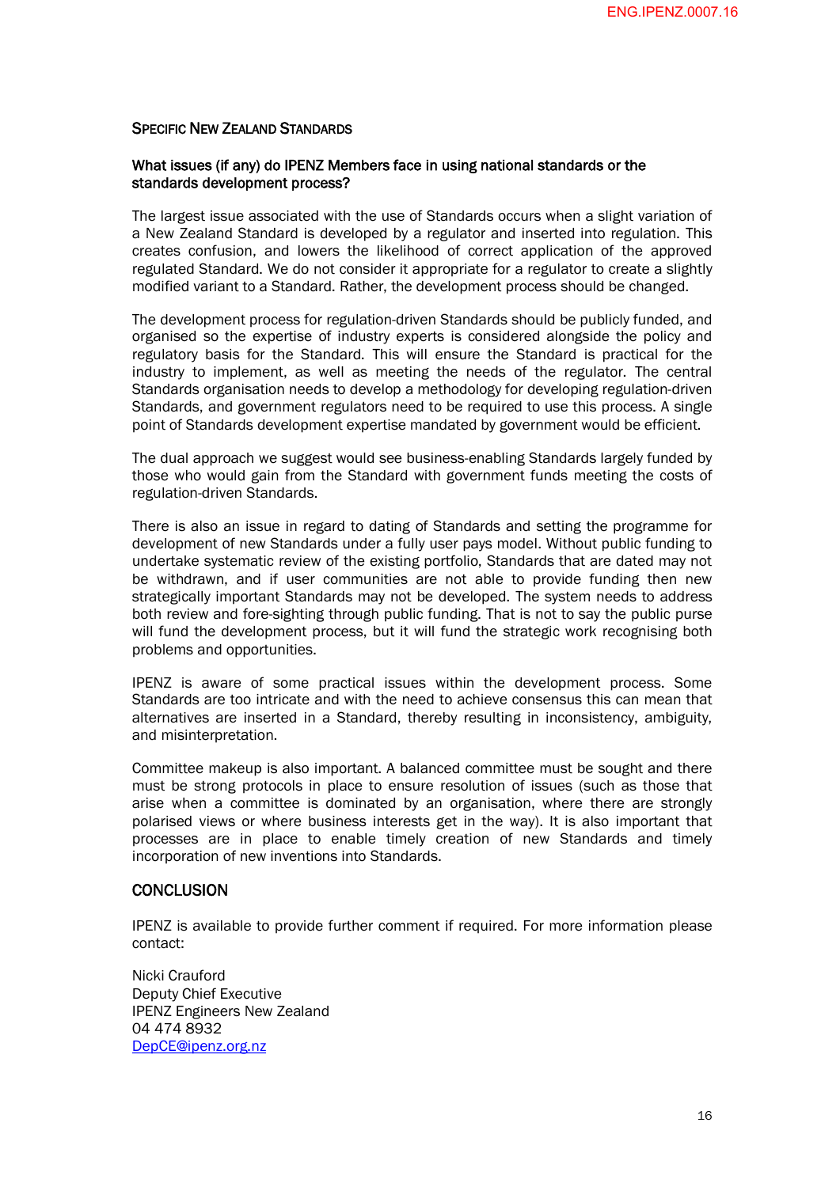## Specific New Zealand Standards

### What issues (if any) do IPENZ Members face in using national standards or the standards development process?

The largest issue associated with the use of Standards occurs when a slight variation of a New Zealand Standard is developed by a regulator and inserted into regulation. This creates confusion, and lowers the likelihood of correct application of the approved regulated Standard. We do not consider it appropriate for a regulator to create a slightly modified variant to a Standard. Rather, the development process should be changed.

The development process for regulation-driven Standards should be publicly funded, and organised so the expertise of industry experts is considered alongside the policy and regulatory basis for the Standard. This will ensure the Standard is practical for the industry to implement, as well as meeting the needs of the regulator. The central Standards organisation needs to develop a methodology for developing regulation-driven Standards, and government regulators need to be required to use this process. A single point of Standards development expertise mandated by government would be efficient.

The dual approach we suggest would see business-enabling Standards largely funded by those who would gain from the Standard with government funds meeting the costs of regulation-driven Standards.

There is also an issue in regard to dating of Standards and setting the programme for development of new Standards under a fully user pays model. Without public funding to undertake systematic review of the existing portfolio, Standards that are dated may not be withdrawn, and if user communities are not able to provide funding then new strategically important Standards may not be developed. The system needs to address both review and fore-sighting through public funding. That is not to say the public purse will fund the development process, but it will fund the strategic work recognising both problems and opportunities.

IPENZ is aware of some practical issues within the development process. Some Standards are too intricate and with the need to achieve consensus this can mean that alternatives are inserted in a Standard, thereby resulting in inconsistency, ambiguity, and misinterpretation.

Committee makeup is also important. A balanced committee must be sought and there must be strong protocols in place to ensure resolution of issues (such as those that arise when a committee is dominated by an organisation, where there are strongly polarised views or where business interests get in the way). It is also important that processes are in place to enable timely creation of new Standards and timely incorporation of new inventions into Standards.

## CONCLUSION

IPENZ is available to provide further comment if required. For more information please contact:

Nicki Crauford
Deputy Chief Executive
IPENZ Engineers New Zealand
04 474 8932
DepCE@ipenz.org.nz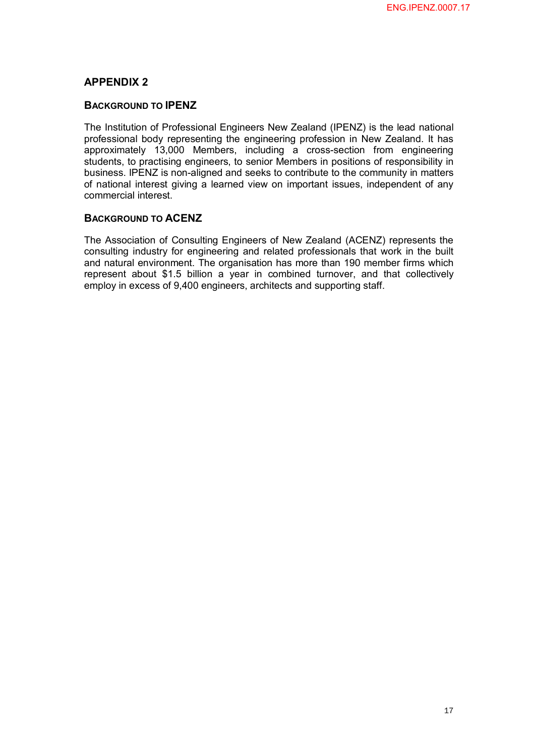## APPENDIX 2

### BACKGROUND TO IPENZ

The Institution of Professional Engineers New Zealand (IPENZ) is the lead national professional body representing the engineering profession in New Zealand. It has approximately 13,000 Members, including a cross-section from engineering students, to practising engineers, to senior Members in positions of responsibility in business. IPENZ is non-aligned and seeks to contribute to the community in matters of national interest giving a learned view on important issues, independent of any commercial interest.

### BACKGROUND TO ACENZ

The Association of Consulting Engineers of New Zealand (ACENZ) represents the consulting industry for engineering and related professionals that work in the built and natural environment. The organisation has more than 190 member firms which represent about $1.5 billion a year in combined turnover, and that collectively employ in excess of 9,400 engineers, architects and supporting staff.